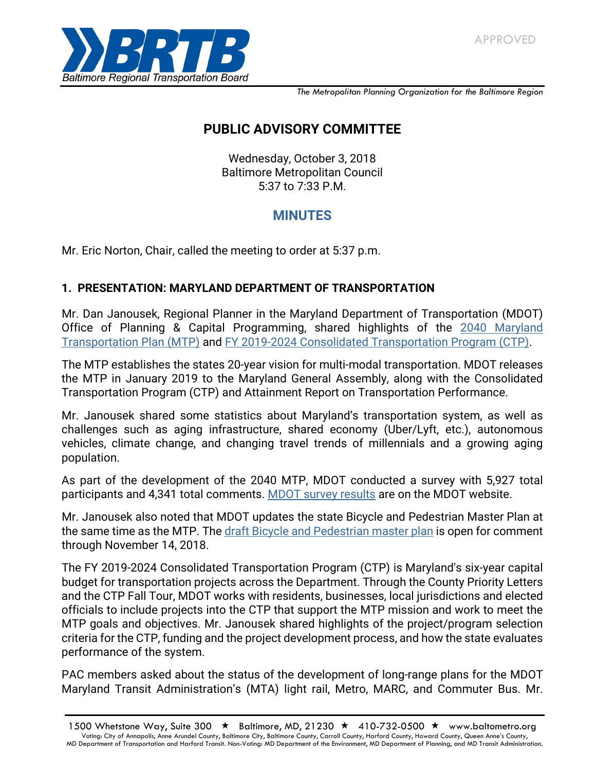APPROVED

The Metropolitan Planning Organization for the Baltimore Region

# PUBLIC ADVISORY COMMITTEE

Wednesday, October 3, 2018
Baltimore Metropolitan Council
5:37 to 7:33 P.M.

## MINUTES

Mr. Eric Norton, Chair, called the meeting to order at 5:37 p.m.

### 1. PRESENTATION: MARYLAND DEPARTMENT OF TRANSPORTATION

Mr. Dan Janousek, Regional Planner in the Maryland Department of Transportation (MDOT) Office of Planning & Capital Programming, shared highlights of the 2040 Maryland Transportation Plan (MTP) and FY 2019-2024 Consolidated Transportation Program (CTP).

The MTP establishes the states 20-year vision for multi-modal transportation. MDOT releases the MTP in January 2019 to the Maryland General Assembly, along with the Consolidated Transportation Program (CTP) and Attainment Report on Transportation Performance.

Mr. Janousek shared some statistics about Maryland's transportation system, as well as challenges such as aging infrastructure, shared economy (Uber/Lyft, etc.), autonomous vehicles, climate change, and changing travel trends of millennials and a growing aging population.

As part of the development of the 2040 MTP, MDOT conducted a survey with 5,927 total participants and 4,341 total comments. MDOT survey results are on the MDOT website.

Mr. Janousek also noted that MDOT updates the state Bicycle and Pedestrian Master Plan at the same time as the MTP. The draft Bicycle and Pedestrian master plan is open for comment through November 14, 2018.

The FY 2019-2024 Consolidated Transportation Program (CTP) is Maryland's six-year capital budget for transportation projects across the Department. Through the County Priority Letters and the CTP Fall Tour, MDOT works with residents, businesses, local jurisdictions and elected officials to include projects into the CTP that support the MTP mission and work to meet the MTP goals and objectives. Mr. Janousek shared highlights of the project/program selection criteria for the CTP, funding and the project development process, and how the state evaluates performance of the system.

PAC members asked about the status of the development of long-range plans for the MDOT Maryland Transit Administration's (MTA) light rail, Metro, MARC, and Commuter Bus. Mr.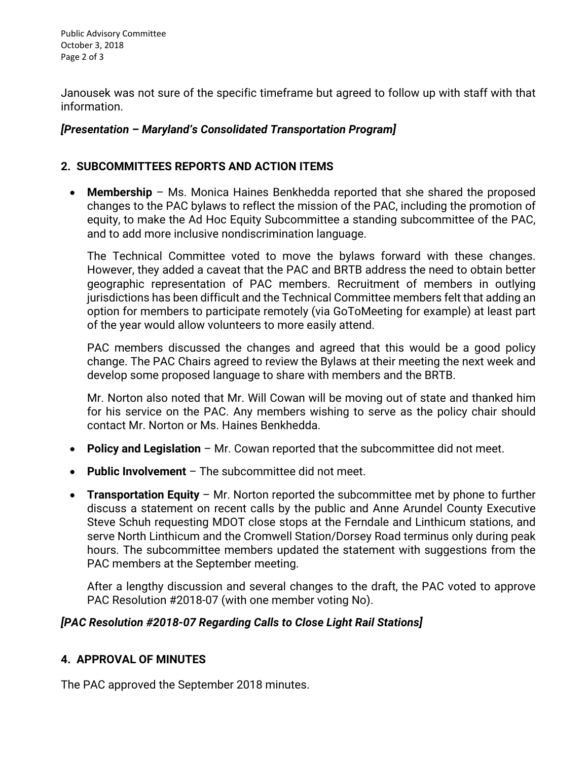Janousek was not sure of the specific timeframe but agreed to follow up with staff with that information.

***[Presentation – Maryland's Consolidated Transportation Program]***

## 2. SUBCOMMITTEES REPORTS AND ACTION ITEMS

- **Membership** – Ms. Monica Haines Benkhedda reported that she shared the proposed changes to the PAC bylaws to reflect the mission of the PAC, including the promotion of equity, to make the Ad Hoc Equity Subcommittee a standing subcommittee of the PAC, and to add more inclusive nondiscrimination language.

  The Technical Committee voted to move the bylaws forward with these changes. However, they added a caveat that the PAC and BRTB address the need to obtain better geographic representation of PAC members. Recruitment of members in outlying jurisdictions has been difficult and the Technical Committee members felt that adding an option for members to participate remotely (via GoToMeeting for example) at least part of the year would allow volunteers to more easily attend.

  PAC members discussed the changes and agreed that this would be a good policy change. The PAC Chairs agreed to review the Bylaws at their meeting the next week and develop some proposed language to share with members and the BRTB.

  Mr. Norton also noted that Mr. Will Cowan will be moving out of state and thanked him for his service on the PAC. Any members wishing to serve as the policy chair should contact Mr. Norton or Ms. Haines Benkhedda.

- **Policy and Legislation** – Mr. Cowan reported that the subcommittee did not meet.

- **Public Involvement** – The subcommittee did not meet.

- **Transportation Equity** – Mr. Norton reported the subcommittee met by phone to further discuss a statement on recent calls by the public and Anne Arundel County Executive Steve Schuh requesting MDOT close stops at the Ferndale and Linthicum stations, and serve North Linthicum and the Cromwell Station/Dorsey Road terminus only during peak hours. The subcommittee members updated the statement with suggestions from the PAC members at the September meeting.

  After a lengthy discussion and several changes to the draft, the PAC voted to approve PAC Resolution #2018-07 (with one member voting No).

***[PAC Resolution #2018-07 Regarding Calls to Close Light Rail Stations]***

## 4. APPROVAL OF MINUTES

The PAC approved the September 2018 minutes.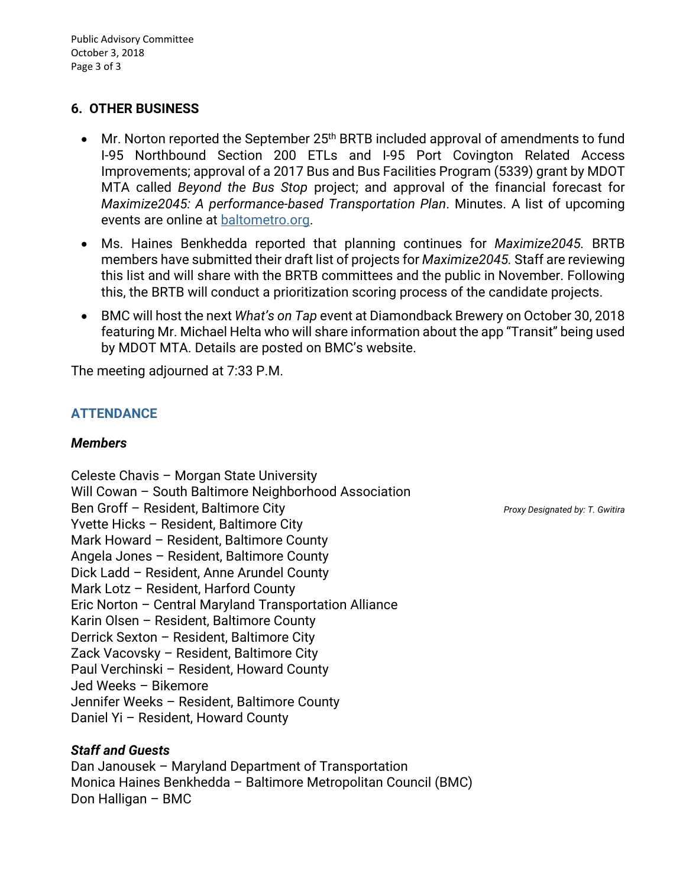## 6. OTHER BUSINESS

- Mr. Norton reported the September 25th BRTB included approval of amendments to fund I-95 Northbound Section 200 ETLs and I-95 Port Covington Related Access Improvements; approval of a 2017 Bus and Bus Facilities Program (5339) grant by MDOT MTA called *Beyond the Bus Stop* project; and approval of the financial forecast for *Maximize2045: A performance-based Transportation Plan*. Minutes. A list of upcoming events are online at [baltometro.org](baltometro.org).
- Ms. Haines Benkhedda reported that planning continues for *Maximize2045*. BRTB members have submitted their draft list of projects for *Maximize2045*. Staff are reviewing this list and will share with the BRTB committees and the public in November. Following this, the BRTB will conduct a prioritization scoring process of the candidate projects.
- BMC will host the next *What's on Tap* event at Diamondback Brewery on October 30, 2018 featuring Mr. Michael Helta who will share information about the app "Transit" being used by MDOT MTA. Details are posted on BMC's website.

The meeting adjourned at 7:33 P.M.

## ATTENDANCE

### *Members*

Celeste Chavis – Morgan State University
Will Cowan – South Baltimore Neighborhood Association
Ben Groff – Resident, Baltimore City *Proxy Designated by: T. Gwitira*
Yvette Hicks – Resident, Baltimore City
Mark Howard – Resident, Baltimore County
Angela Jones – Resident, Baltimore County
Dick Ladd – Resident, Anne Arundel County
Mark Lotz – Resident, Harford County
Eric Norton – Central Maryland Transportation Alliance
Karin Olsen – Resident, Baltimore County
Derrick Sexton – Resident, Baltimore City
Zack Vacovsky – Resident, Baltimore City
Paul Verchinski – Resident, Howard County
Jed Weeks – Bikemore
Jennifer Weeks – Resident, Baltimore County
Daniel Yi – Resident, Howard County

### *Staff and Guests*

Dan Janousek – Maryland Department of Transportation
Monica Haines Benkhedda – Baltimore Metropolitan Council (BMC)
Don Halligan – BMC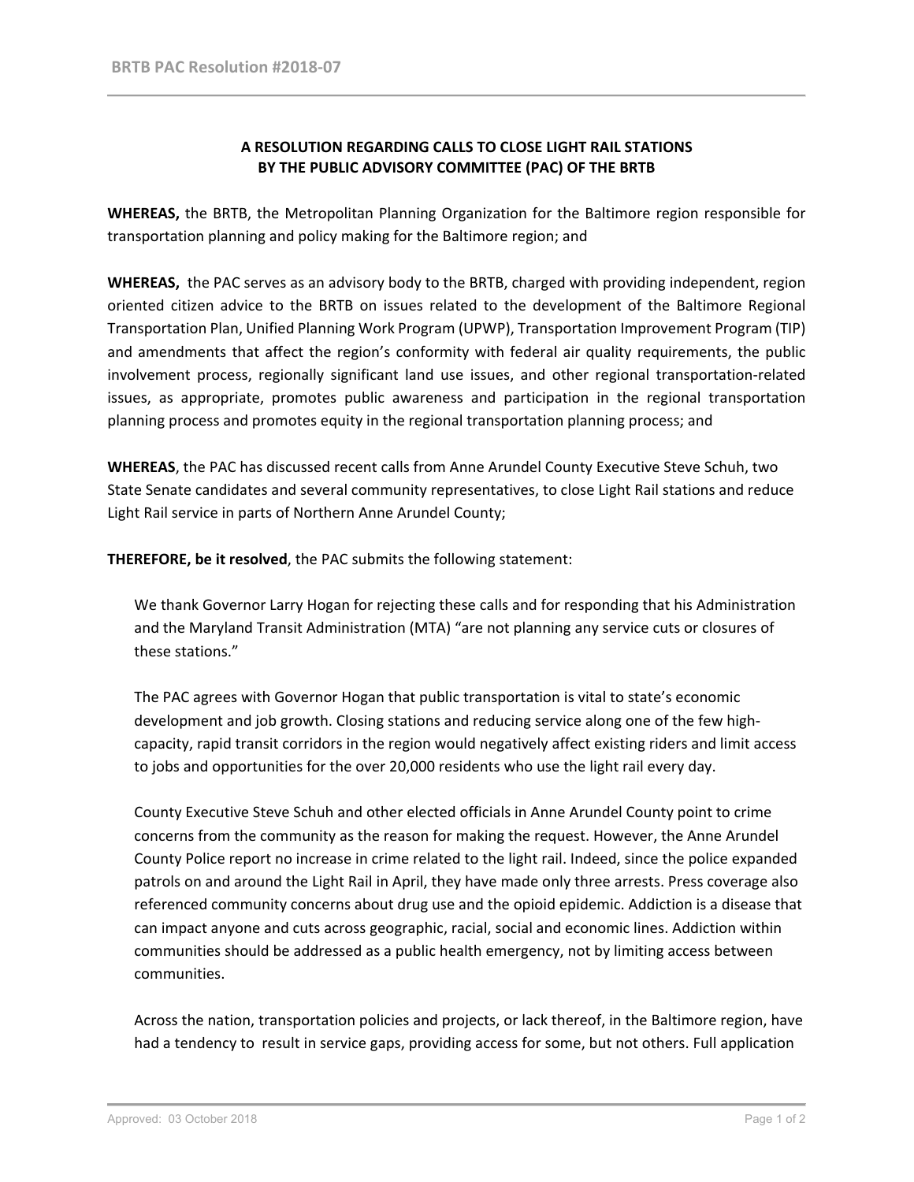**A RESOLUTION REGARDING CALLS TO CLOSE LIGHT RAIL STATIONS BY THE PUBLIC ADVISORY COMMITTEE (PAC) OF THE BRTB**

**WHEREAS,** the BRTB, the Metropolitan Planning Organization for the Baltimore region responsible for transportation planning and policy making for the Baltimore region; and

**WHEREAS,** the PAC serves as an advisory body to the BRTB, charged with providing independent, region oriented citizen advice to the BRTB on issues related to the development of the Baltimore Regional Transportation Plan, Unified Planning Work Program (UPWP), Transportation Improvement Program (TIP) and amendments that affect the region's conformity with federal air quality requirements, the public involvement process, regionally significant land use issues, and other regional transportation-related issues, as appropriate, promotes public awareness and participation in the regional transportation planning process and promotes equity in the regional transportation planning process; and

**WHEREAS**, the PAC has discussed recent calls from Anne Arundel County Executive Steve Schuh, two State Senate candidates and several community representatives, to close Light Rail stations and reduce Light Rail service in parts of Northern Anne Arundel County;

**THEREFORE, be it resolved**, the PAC submits the following statement:

We thank Governor Larry Hogan for rejecting these calls and for responding that his Administration and the Maryland Transit Administration (MTA) "are not planning any service cuts or closures of these stations."

The PAC agrees with Governor Hogan that public transportation is vital to state's economic development and job growth. Closing stations and reducing service along one of the few high-capacity, rapid transit corridors in the region would negatively affect existing riders and limit access to jobs and opportunities for the over 20,000 residents who use the light rail every day.

County Executive Steve Schuh and other elected officials in Anne Arundel County point to crime concerns from the community as the reason for making the request. However, the Anne Arundel County Police report no increase in crime related to the light rail. Indeed, since the police expanded patrols on and around the Light Rail in April, they have made only three arrests. Press coverage also referenced community concerns about drug use and the opioid epidemic. Addiction is a disease that can impact anyone and cuts across geographic, racial, social and economic lines. Addiction within communities should be addressed as a public health emergency, not by limiting access between communities.

Across the nation, transportation policies and projects, or lack thereof, in the Baltimore region, have had a tendency to result in service gaps, providing access for some, but not others. Full application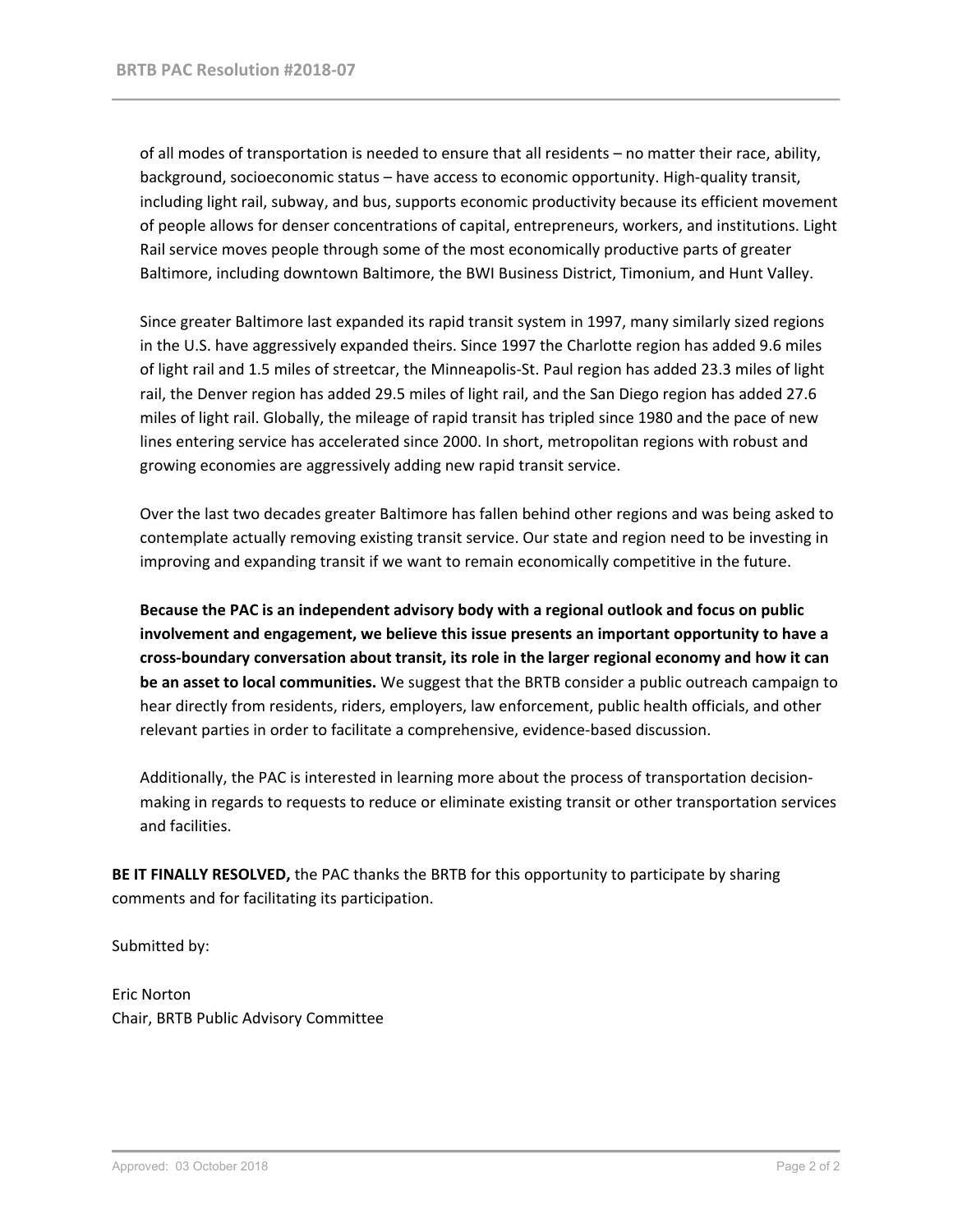of all modes of transportation is needed to ensure that all residents – no matter their race, ability, background, socioeconomic status – have access to economic opportunity. High-quality transit, including light rail, subway, and bus, supports economic productivity because its efficient movement of people allows for denser concentrations of capital, entrepreneurs, workers, and institutions. Light Rail service moves people through some of the most economically productive parts of greater Baltimore, including downtown Baltimore, the BWI Business District, Timonium, and Hunt Valley.

Since greater Baltimore last expanded its rapid transit system in 1997, many similarly sized regions in the U.S. have aggressively expanded theirs. Since 1997 the Charlotte region has added 9.6 miles of light rail and 1.5 miles of streetcar, the Minneapolis-St. Paul region has added 23.3 miles of light rail, the Denver region has added 29.5 miles of light rail, and the San Diego region has added 27.6 miles of light rail. Globally, the mileage of rapid transit has tripled since 1980 and the pace of new lines entering service has accelerated since 2000. In short, metropolitan regions with robust and growing economies are aggressively adding new rapid transit service.

Over the last two decades greater Baltimore has fallen behind other regions and was being asked to contemplate actually removing existing transit service. Our state and region need to be investing in improving and expanding transit if we want to remain economically competitive in the future.

**Because the PAC is an independent advisory body with a regional outlook and focus on public involvement and engagement, we believe this issue presents an important opportunity to have a cross-boundary conversation about transit, its role in the larger regional economy and how it can be an asset to local communities.** We suggest that the BRTB consider a public outreach campaign to hear directly from residents, riders, employers, law enforcement, public health officials, and other relevant parties in order to facilitate a comprehensive, evidence-based discussion.

Additionally, the PAC is interested in learning more about the process of transportation decision-making in regards to requests to reduce or eliminate existing transit or other transportation services and facilities.

**BE IT FINALLY RESOLVED,** the PAC thanks the BRTB for this opportunity to participate by sharing comments and for facilitating its participation.

Submitted by:

Eric Norton
Chair, BRTB Public Advisory Committee

Approved: 03 October 2018